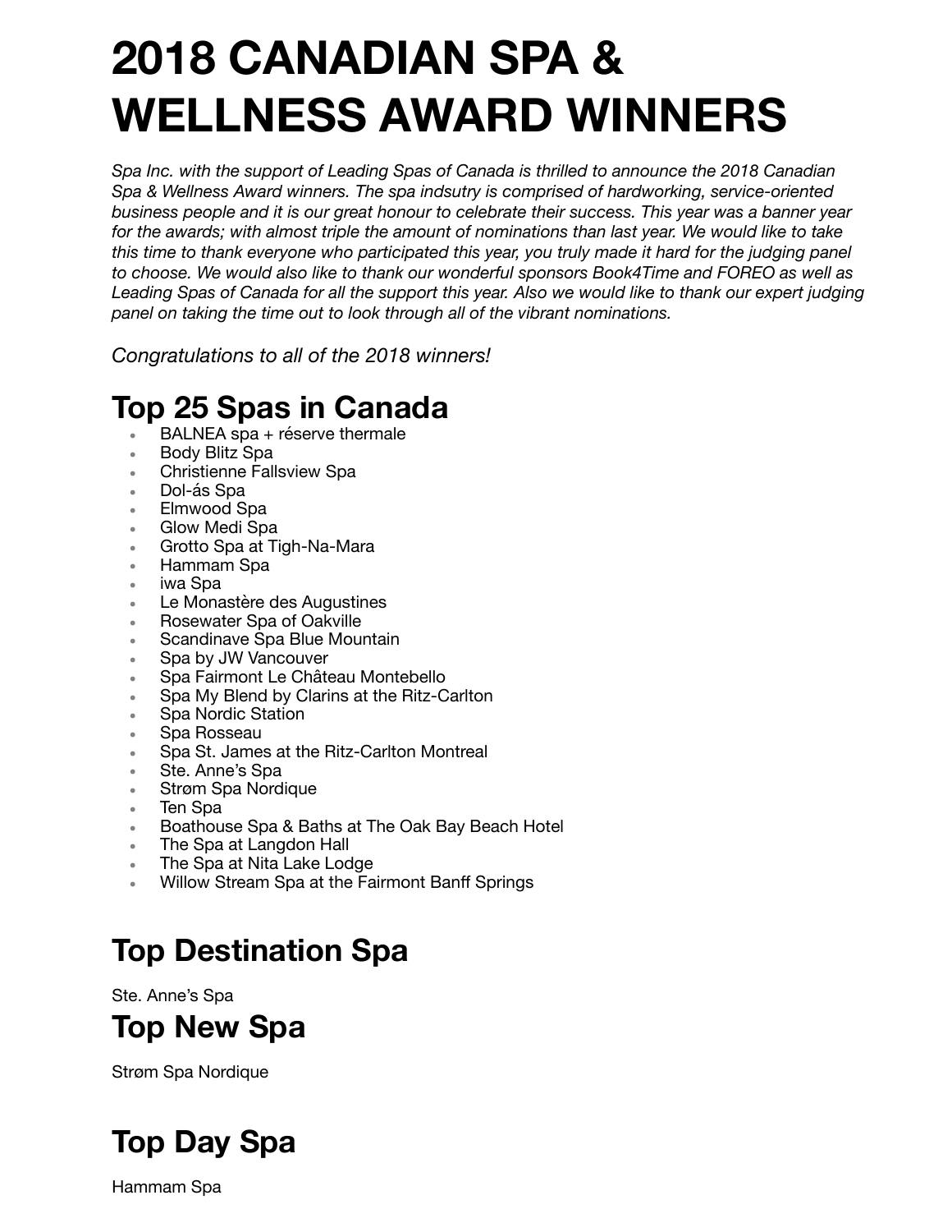# 2018 CANADIAN SPA & WELLNESS AWARD WINNERS

*Spa Inc. with the support of Leading Spas of Canada is thrilled to announce the 2018 Canadian Spa & Wellness Award winners. The spa indsutry is comprised of hardworking, service-oriented business people and it is our great honour to celebrate their success. This year was a banner year for the awards; with almost triple the amount of nominations than last year. We would like to take this time to thank everyone who participated this year, you truly made it hard for the judging panel to choose. We would also like to thank our wonderful sponsors Book4Time and FOREO as well as Leading Spas of Canada for all the support this year. Also we would like to thank our expert judging panel on taking the time out to look through all of the vibrant nominations.*

*Congratulations to all of the 2018 winners!*

## Top 25 Spas in Canada

- BALNEA spa + réserve thermale
- Body Blitz Spa
- Christienne Fallsview Spa
- Dol-ás Spa
- Elmwood Spa
- Glow Medi Spa
- Grotto Spa at Tigh-Na-Mara
- Hammam Spa
- iwa Spa
- Le Monastère des Augustines
- Rosewater Spa of Oakville
- Scandinave Spa Blue Mountain
- Spa by JW Vancouver
- Spa Fairmont Le Château Montebello
- Spa My Blend by Clarins at the Ritz-Carlton
- Spa Nordic Station
- Spa Rosseau
- Spa St. James at the Ritz-Carlton Montreal
- Ste. Anne's Spa
- Strøm Spa Nordique
- Ten Spa
- Boathouse Spa & Baths at The Oak Bay Beach Hotel
- The Spa at Langdon Hall
- The Spa at Nita Lake Lodge
- Willow Stream Spa at the Fairmont Banff Springs

## Top Destination Spa

Ste. Anne's Spa

## Top New Spa

Strøm Spa Nordique

## Top Day Spa

Hammam Spa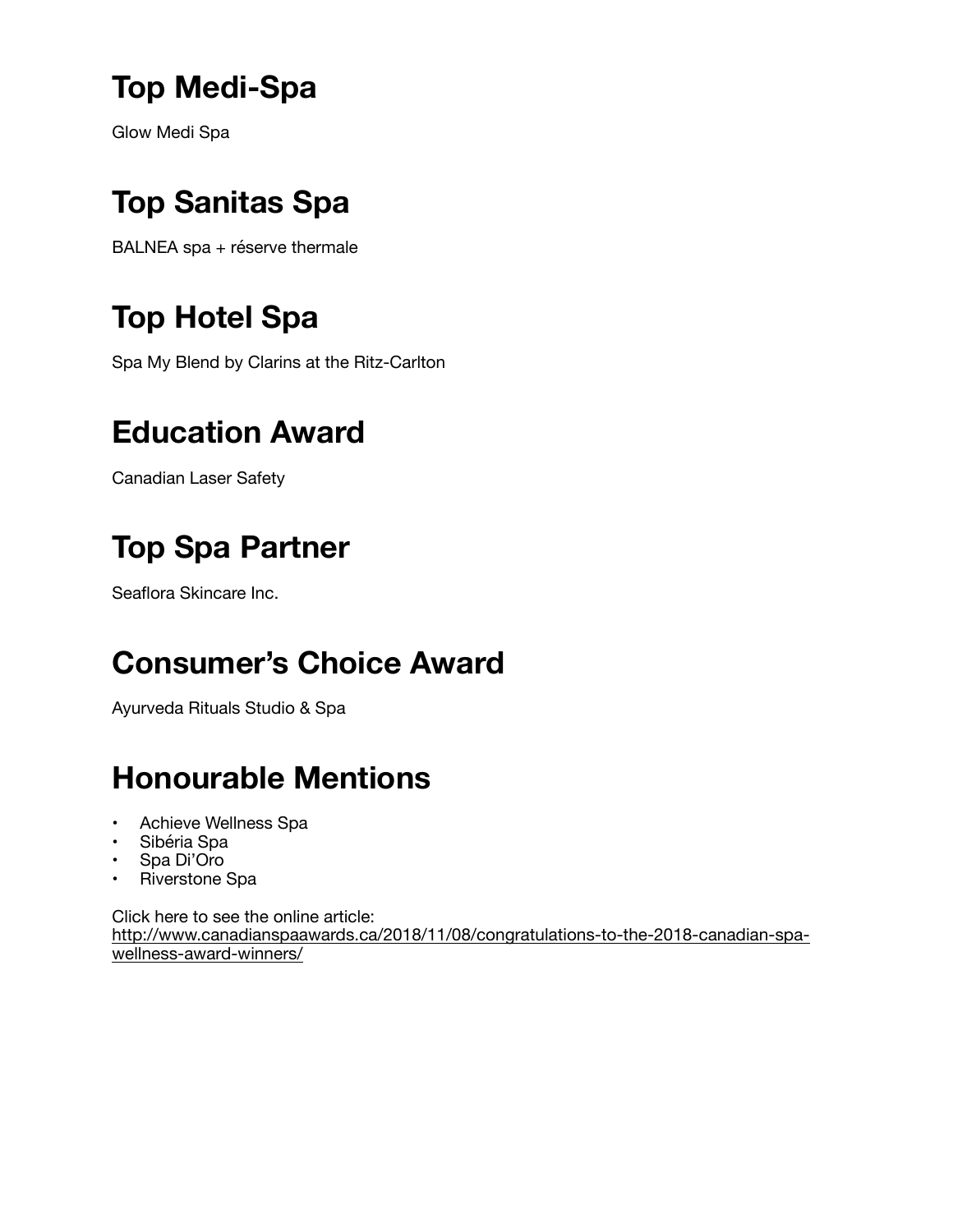## Top Medi-Spa

Glow Medi Spa

## Top Sanitas Spa

BALNEA spa + réserve thermale

## Top Hotel Spa

Spa My Blend by Clarins at the Ritz-Carlton

## Education Award

Canadian Laser Safety

## Top Spa Partner

Seaflora Skincare Inc.

## Consumer's Choice Award

Ayurveda Rituals Studio & Spa

## Honourable Mentions

- Achieve Wellness Spa
- Sibéria Spa
- Spa Di'Oro
- Riverstone Spa

Click here to see the online article:
[http://www.canadianspaawards.ca/2018/11/08/congratulations-to-the-2018-canadian-spa-wellness-award-winners/](http://www.canadianspaawards.ca/2018/11/08/congratulations-to-the-2018-canadian-spa-wellness-award-winners/)